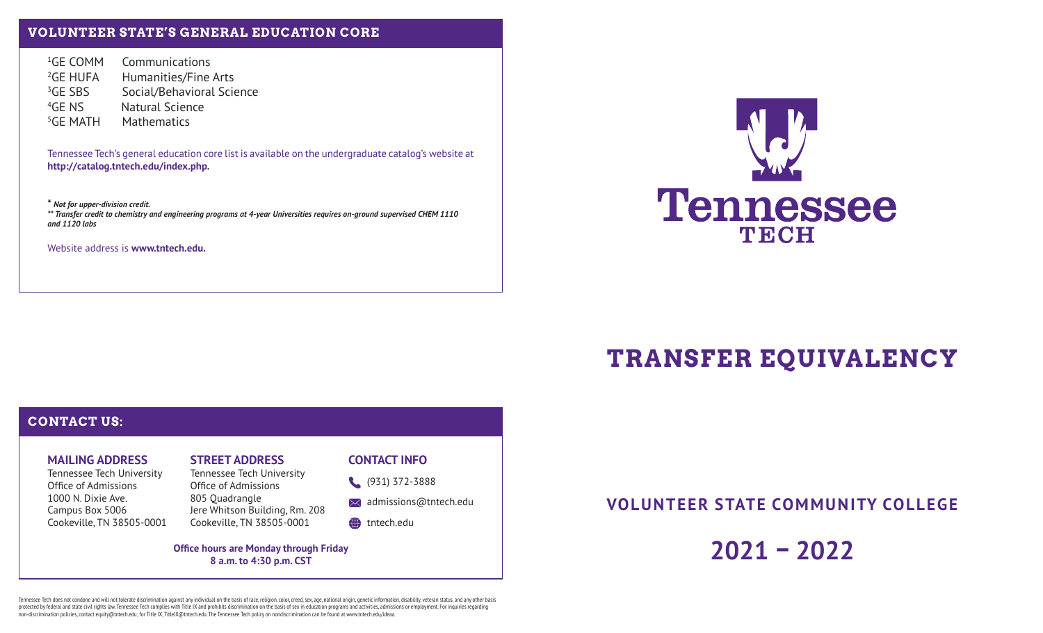## VOLUNTEER STATE'S GENERAL EDUCATION CORE

[1]GE COMM Communications
[2]GE HUFA Humanities/Fine Arts
[3]GE SBS Social/Behavioral Science
[4]GE NS Natural Science
[5]GE MATH Mathematics

Tennessee Tech's general education core list is available on the undergraduate catalog's website at **http://catalog.tntech.edu/index.php.**

***** *Not for upper-division credit.*
****** *Transfer credit to chemistry and engineering programs at 4-year Universities requires on-ground supervised CHEM 1110 and 1120 labs*

Website address is **www.tntech.edu.**

## CONTACT US:

### MAILING ADDRESS

Tennessee Tech University
Office of Admissions
1000 N. Dixie Ave.
Campus Box 5006
Cookeville, TN 38505-0001

### STREET ADDRESS

Tennessee Tech University
Office of Admissions
805 Quadrangle
Jere Whitson Building, Rm. 208
Cookeville, TN 38505-0001

### CONTACT INFO

(931) 372-3888
admissions@tntech.edu
tntech.edu

**Office hours are Monday through Friday**
**8 a.m. to 4:30 p.m. CST**

Tennessee Tech does not condone and will not tolerate discrimination against any individual on the basis of race, religion, color, creed, sex, age, national origin, genetic information, disability, veteran status, and any other basis protected by federal and state civil rights law. Tennessee Tech complies with Title IX and prohibits discrimination on the basis of sex in education programs and activities, admissions or employment. For inquiries regarding non-discrimination policies, contact equity@tntech.edu; for Title IX, TitleIX@tntech.edu. The Tennessee Tech policy on nondiscrimination can be found at www.tntech.edu/ideaa.

Tennessee TECH

# TRANSFER EQUIVALENCY

## VOLUNTEER STATE COMMUNITY COLLEGE

## 2021 – 2022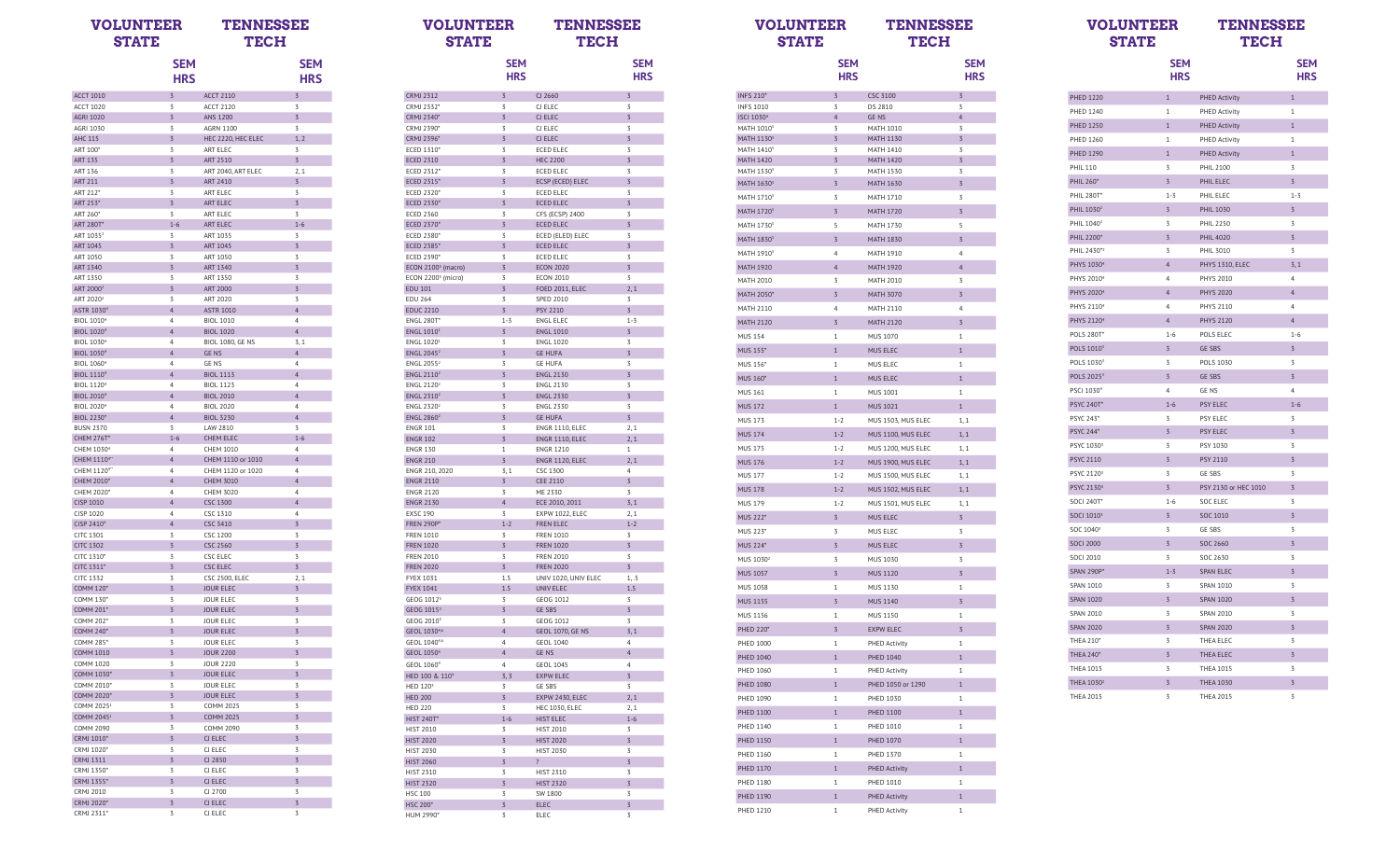| VOLUNTEER STATE | SEM HRS | TENNESSEE TECH | SEM HRS |
|---|---|---|---|
| ACCT 1010 | 3 | ACCT 2110 | 3 |
| ACCT 1020 | 3 | ACCT 2120 | 3 |
| AGRI 1020 | 3 | ANS 1200 | 3 |
| AGRI 1030 | 3 | AGRN 1100 | 3 |
| AHC 115 | 3 | HEC 2220, HEC ELEC | 1, 2 |
| ART 100* | 3 | ART ELEC | 3 |
| ART 135 | 3 | ART 2510 | 3 |
| ART 136 | 3 | ART 2040, ART ELEC | 2, 1 |
| ART 211 | 3 | ART 2410 | 3 |
| ART 212* | 3 | ART ELEC | 3 |
| ART 253* | 3 | ART ELEC | 3 |
| ART 260* | 3 | ART ELEC | 3 |
| ART 280T* | 1-6 | ART ELEC | 1-6 |
| ART 1035[2] | 3 | ART 1035 | 3 |
| ART 1045 | 3 | ART 1045 | 3 |
| ART 1050 | 3 | ART 1050 | 3 |
| ART 1340 | 3 | ART 1340 | 3 |
| ART 1350 | 3 | ART 1350 | 3 |
| ART 2000[2] | 3 | ART 2000 | 3 |
| ART 2020[2] | 3 | ART 2020 | 3 |
| ASTR 1030[4] | 4 | ASTR 1010 | 4 |
| BIOL 1010[4] | 4 | BIOL 1010 | 4 |
| BIOL 1020[4] | 4 | BIOL 1020 | 4 |
| BIOL 1030[4] | 4 | BIOL 1080, GE NS | 3, 1 |
| BIOL 1050[4] | 4 | GE NS | 4 |
| BIOL 1060[4] | 4 | GE NS | 4 |
| BIOL 1110[4] | 4 | BIOL 1113 | 4 |
| BIOL 1120[4] | 4 | BIOL 1123 | 4 |
| BIOL 2010[4] | 4 | BIOL 2010 | 4 |
| BIOL 2020[4] | 4 | BIOL 2020 | 4 |
| BIOL 2230* | 4 | BIOL 3230 | 4 |
| BUSN 2370 | 3 | LAW 2810 | 3 |
| CHEM 276T* | 1-6 | CHEM ELEC | 1-6 |
| CHEM 1030[4] | 4 | CHEM 1010 | 4 |
| CHEM 1110[4*] | 4 | CHEM 1110 or 1010 | 4 |
| CHEM 1120[4*] | 4 | CHEM 1120 or 1020 | 4 |
| CHEM 2010* | 4 | CHEM 3010 | 4 |
| CHEM 2020* | 4 | CHEM 3020 | 4 |
| CISP 1010 | 4 | CSC 1300 | 4 |
| CISP 1020 | 4 | CSC 1310 | 4 |
| CISP 2410* | 4 | CSC 3410 | 3 |
| CITC 1301 | 3 | CSC 1200 | 3 |
| CITC 1302 | 3 | CSC 2560 | 3 |
| CITC 1310* | 3 | CSC ELEC | 3 |
| CITC 1311* | 3 | CSC ELEC | 3 |
| CITC 1332 | 3 | CSC 2500, ELEC | 2, 1 |
| COMM 120* | 3 | JOUR ELEC | 3 |
| COMM 130* | 3 | JOUR ELEC | 3 |
| COMM 201* | 3 | JOUR ELEC | 3 |
| COMM 202* | 3 | JOUR ELEC | 3 |
| COMM 240* | 3 | JOUR ELEC | 3 |
| COMM 285* | 3 | JOUR ELEC | 3 |
| COMM 1010 | 3 | JOUR 2200 | 3 |
| COMM 1020 | 3 | JOUR 2220 | 3 |
| COMM 1030* | 3 | JOUR ELEC | 3 |
| COMM 2010* | 3 | JOUR ELEC | 3 |
| COMM 2020* | 3 | JOUR ELEC | 3 |
| COMM 2025[1] | 3 | COMM 2025 | 3 |
| COMM 2045[1] | 3 | COMM 2025 | 3 |
| COMM 2090 | 3 | COMM 2090 | 3 |
| CRMJ 1010* | 3 | CJ ELEC | 3 |
| CRMJ 1020* | 3 | CJ ELEC | 3 |
| CRMJ 1311 | 3 | CJ 2850 | 3 |
| CRMJ 1350* | 3 | CJ ELEC | 3 |
| CRMJ 1355* | 3 | CJ ELEC | 3 |
| CRMJ 2010 | 3 | CJ 2700 | 3 |
| CRMJ 2020* | 3 | CJ ELEC | 3 |
| CRMJ 2311* | 3 | CJ ELEC | 3 |
| CRMJ 2312 | 3 | CJ 2660 | 3 |
| CRMJ 2332* | 3 | CJ ELEC | 3 |
| CRMJ 2340* | 3 | CJ ELEC | 3 |
| CRMJ 2390* | 3 | CJ ELEC | 3 |
| CRMJ 2396* | 3 | CJ ELEC | 3 |
| ECED 1310* | 3 | ECED ELEC | 3 |
| ECED 2310 | 3 | HEC 2200 | 3 |
| ECED 2312* | 3 | ECED ELEC | 3 |
| ECED 2315* | 3 | ECSP (ECED) ELEC | 3 |
| ECED 2320* | 3 | ECED ELEC | 3 |
| ECED 2330* | 3 | ECED ELEC | 3 |
| ECED 2360 | 3 | CFS (ECSP) 2400 | 3 |
| ECED 2370* | 3 | ECED ELEC | 3 |
| ECED 2380* | 3 | ECED (ELED) ELEC | 3 |
| ECED 2385* | 3 | ECED ELEC | 3 |
| ECED 2390* | 3 | ECED ELEC | 3 |
| ECON 2100[3] (macro) | 3 | ECON 2020 | 3 |
| ECON 2200[3] (micro) | 3 | ECON 2010 | 3 |
| EDU 101 | 3 | FOED 2011, ELEC | 2, 1 |
| EDU 264 | 3 | SPED 2010 | 3 |
| EDUC 2210 | 3 | PSY 2210 | 3 |
| ENGL 280T* | 1-3 | ENGL ELEC | 1-3 |
| ENGL 1010[1] | 3 | ENGL 1010 | 3 |
| ENGL 1020[1] | 3 | ENGL 1020 | 3 |
| ENGL 2045[2] | 3 | GE HUFA | 3 |
| ENGL 2055[2] | 3 | GE HUFA | 3 |
| ENGL 2110[2] | 3 | ENGL 2130 | 3 |
| ENGL 2120[2] | 3 | ENGL 2130 | 3 |
| ENGL 2310[2] | 3 | ENGL 2330 | 3 |
| ENGL 2320[2] | 3 | ENGL 2330 | 3 |
| ENGL 2860[2] | 3 | GE HUFA | 3 |
| ENGR 101 | 3 | ENGR 1110, ELEC | 2, 1 |
| ENGR 102 | 3 | ENGR 1110, ELEC | 2, 1 |
| ENGR 130 | 1 | ENGR 1210 | 1 |
| ENGR 210 | 3 | ENGR 1120, ELEC | 2, 1 |
| ENGR 210, 2020 | 3, 1 | CSC 1300 | 4 |
| ENGR 2110 | 3 | CEE 2110 | 3 |
| ENGR 2120 | 3 | ME 2330 | 3 |
| ENGR 2130 | 4 | ECE 2010, 2011 | 3, 1 |
| EXSC 190 | 3 | EXPW 1022, ELEC | 2, 1 |
| FREN 290P* | 1-2 | FREN ELEC | 1-2 |
| FREN 1010 | 3 | FREN 1010 | 3 |
| FREN 1020 | 3 | FREN 1020 | 3 |
| FREN 2010 | 3 | FREN 2010 | 3 |
| FREN 2020 | 3 | FREN 2020 | 3 |
| FYEX 1031 | 1.5 | UNIV 1020, UNIV ELEC | 1, .5 |
| FYEX 1041 | 1.5 | UNIV ELEC | 1.5 |
| GEOG 1012[3] | 3 | GEOG 1012 | 3 |
| GEOG 1015[3] | 3 | GE SBS | 3 |
| GEOG 2010[3] | 3 | GEOG 1012 | 3 |
| GEOL 1030[4a] | 4 | GEOL 1070, GE NS | 3, 1 |
| GEOL 1040[4a] | 4 | GEOL 1040 | 4 |
| GEOL 1050[4] | 4 | GE NS | 4 |
| GEOL 1060[4] | 4 | GEOL 1045 | 4 |
| HED 100 & 110* | 3, 3 | EXPW ELEC | 3 |
| HED 120[3] | 3 | GE SBS | 3 |
| HED 200 | 3 | EXPW 2430, ELEC | 2, 1 |
| HED 220 | 3 | HEC 1030, ELEC | 2, 1 |
| HIST 240T* | 1-6 | HIST ELEC | 1-6 |
| HIST 2010 | 3 | HIST 2010 | 3 |
| HIST 2020 | 3 | HIST 2020 | 3 |
| HIST 2030 | 3 | HIST 2030 | 3 |
| HIST 2060 | 3 | ? | 3 |
| HIST 2310 | 3 | HIST 2310 | 3 |
| HIST 2320 | 3 | HIST 2320 | 3 |
| HSC 100 | 3 | SW 1800 | 3 |
| HSC 200* | 3 | ELEC | 3 |
| HUM 2990* | 3 | ELEC | 3 |
| INFS 210* | 3 | CSC 3100 | 3 |
| INFS 1010 | 3 | DS 2810 | 3 |
| ISCI 1050[4] | 4 | GE NS | 4 |
| MATH 1010[5] | 3 | MATH 1010 | 3 |
| MATH 1130[5] | 3 | MATH 1130 | 3 |
| MATH 1410[5] | 3 | MATH 1410 | 3 |
| MATH 1420 | 3 | MATH 1420 | 3 |
| MATH 1530[5] | 3 | MATH 1530 | 3 |
| MATH 1630[5] | 3 | MATH 1630 | 3 |
| MATH 1710[5] | 3 | MATH 1710 | 3 |
| MATH 1720[5] | 3 | MATH 1720 | 3 |
| MATH 1730[5] | 5 | MATH 1730 | 5 |
| MATH 1830[5] | 3 | MATH 1830 | 3 |
| MATH 1910[5] | 4 | MATH 1910 | 4 |
| MATH 1920 | 4 | MATH 1920 | 4 |
| MATH 2010 | 3 | MATH 2010 | 3 |
| MATH 2050* | 3 | MATH 3070 | 3 |
| MATH 2110 | 4 | MATH 2110 | 4 |
| MATH 2120 | 3 | MATH 2120 | 3 |
| MUS 154 | 1 | MUS 1070 | 1 |
| MUS 155* | 1 | MUS ELEC | 1 |
| MUS 156* | 1 | MUS ELEC | 1 |
| MUS 160* | 1 | MUS ELEC | 1 |
| MUS 161 | 1 | MUS 1001 | 1 |
| MUS 172 | 1 | MUS 1021 | 1 |
| MUS 173 | 1-2 | MUS 1503, MUS ELEC | 1, 1 |
| MUS 174 | 1-2 | MUS 1100, MUS ELEC | 1, 1 |
| MUS 175 | 1-2 | MUS 1200, MUS ELEC | 1, 1 |
| MUS 176 | 1-2 | MUS 1900, MUS ELEC | 1, 1 |
| MUS 177 | 1-2 | MUS 1500, MUS ELEC | 1, 1 |
| MUS 178 | 1-2 | MUS 1502, MUS ELEC | 1, 1 |
| MUS 179 | 1-2 | MUS 1501, MUS ELEC | 1, 1 |
| MUS 222* | 3 | MUS ELEC | 3 |
| MUS 223* | 3 | MUS ELEC | 3 |
| MUS 224* | 3 | MUS ELEC | 3 |
| MUS 1030[2] | 3 | MUS 1030 | 3 |
| MUS 1057 | 3 | MUS 1120 | 3 |
| MUS 1058 | 1 | MUS 1130 | 1 |
| MUS 1155 | 3 | MUS 1140 | 3 |
| MUS 1156 | 1 | MUS 1150 | 1 |
| PHED 220* | 3 | EXPW ELEC | 3 |
| PHED 1000 | 1 | PHED Activity | 1 |
| PHED 1040 | 1 | PHED 1040 | 1 |
| PHED 1060 | 1 | PHED Activity | 1 |
| PHED 1080 | 1 | PHED 1050 or 1290 | 1 |
| PHED 1090 | 1 | PHED 1030 | 1 |
| PHED 1100 | 1 | PHED 1100 | 1 |
| PHED 1140 | 1 | PHED 1010 | 1 |
| PHED 1150 | 1 | PHED 1070 | 1 |
| PHED 1160 | 1 | PHED 1370 | 1 |
| PHED 1170 | 1 | PHED Activity | 1 |
| PHED 1180 | 1 | PHED 1010 | 1 |
| PHED 1190 | 1 | PHED Activity | 1 |
| PHED 1210 | 1 | PHED Activity | 1 |
| PHED 1220 | 1 | PHED Activity | 1 |
| PHED 1240 | 1 | PHED Activity | 1 |
| PHED 1250 | 1 | PHED Activity | 1 |
| PHED 1260 | 1 | PHED Activity | 1 |
| PHED 1290 | 1 | PHED Activity | 1 |
| PHIL 110 | 3 | PHIL 2100 | 3 |
| PHIL 260* | 3 | PHIL ELEC | 3 |
| PHIL 280T* | 1-3 | PHIL ELEC | 1-3 |
| PHIL 1030[2] | 3 | PHIL 1030 | 3 |
| PHIL 1040[2] | 3 | PHIL 2250 | 3 |
| PHIL 2200* | 3 | PHIL 4020 | 3 |
| PHIL 2430*[2] | 3 | PHIL 3010 | 3 |
| PHYS 1030[4] | 4 | PHYS 1310, ELEC | 3, 1 |
| PHYS 2010[4] | 4 | PHYS 2010 | 4 |
| PHYS 2020[4] | 4 | PHYS 2020 | 4 |
| PHYS 2110[4] | 4 | PHYS 2110 | 4 |
| PHYS 2120[4] | 4 | PHYS 2120 | 4 |
| POLS 280T* | 1-6 | POLS ELEC | 1-6 |
| POLS 1010[3] | 3 | GE SBS | 3 |
| POLS 1030[3] | 3 | POLS 1030 | 3 |
| POLS 2025[3] | 3 | GE SBS | 3 |
| PSCI 1030[4] | 4 | GE NS | 4 |
| PSYC 240T* | 1-6 | PSY ELEC | 1-6 |
| PSYC 243* | 3 | PSY ELEC | 3 |
| PSYC 244* | 3 | PSY ELEC | 3 |
| PSYC 1030[3] | 3 | PSY 1030 | 3 |
| PSYC 2110 | 3 | PSY 2110 | 3 |
| PSYC 2120[3] | 3 | GE SBS | 3 |
| PSYC 2130[3] | 3 | PSY 2130 or HEC 1010 | 3 |
| SOCI 240T* | 1-6 | SOC ELEC | 3 |
| SOCI 1010[3] | 3 | SOC 1010 | 3 |
| SOC 1040[3] | 3 | GE SBS | 3 |
| SOCI 2000 | 3 | SOC 2660 | 3 |
| SOCI 2010 | 3 | SOC 2630 | 3 |
| SPAN 290P* | 1-3 | SPAN ELEC | 3 |
| SPAN 1010 | 3 | SPAN 1010 | 3 |
| SPAN 1020 | 3 | SPAN 1020 | 3 |
| SPAN 2010 | 3 | SPAN 2010 | 3 |
| SPAN 2020 | 3 | SPAN 2020 | 3 |
| THEA 210* | 3 | THEA ELEC | 3 |
| THEA 240* | 3 | THEA ELEC | 3 |
| THEA 1015 | 3 | THEA 1015 | 3 |
| THEA 1030[2] | 3 | THEA 1030 | 3 |
| THEA 2015 | 3 | THEA 2015 | 3 |